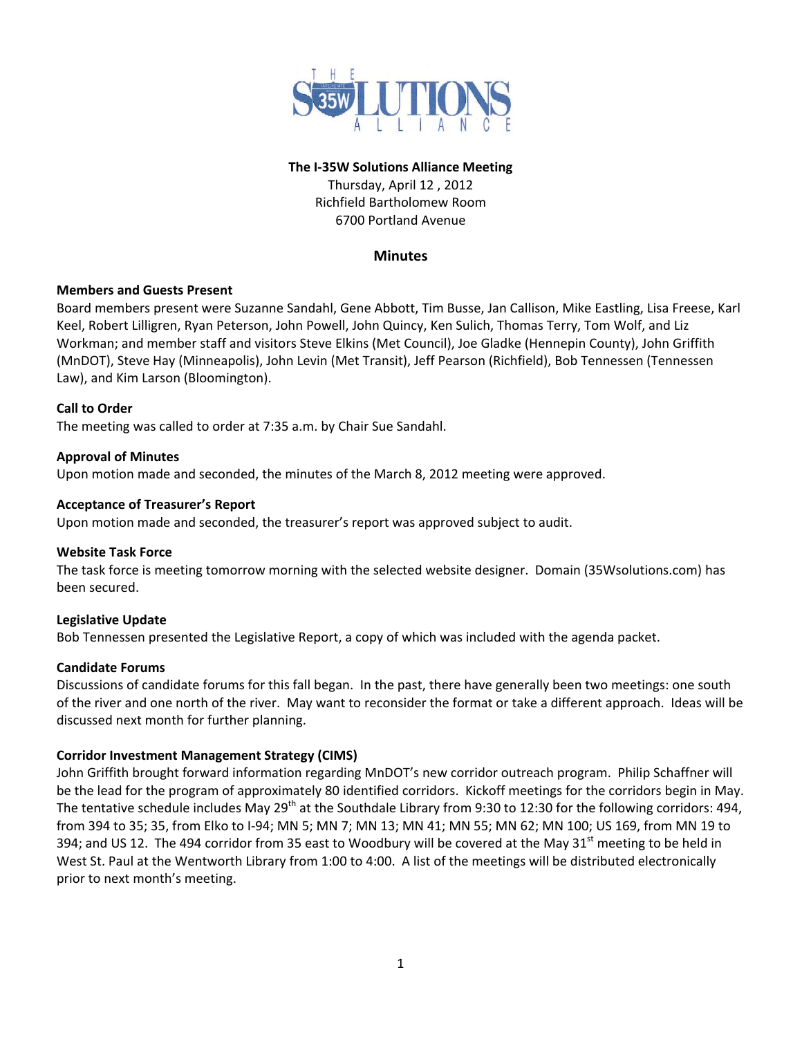# The I-35W Solutions Alliance Meeting

Thursday, April 12 , 2012
Richfield Bartholomew Room
6700 Portland Avenue

## Minutes

**Members and Guests Present**

Board members present were Suzanne Sandahl, Gene Abbott, Tim Busse, Jan Callison, Mike Eastling, Lisa Freese, Karl Keel, Robert Lilligren, Ryan Peterson, John Powell, John Quincy, Ken Sulich, Thomas Terry, Tom Wolf, and Liz Workman; and member staff and visitors Steve Elkins (Met Council), Joe Gladke (Hennepin County), John Griffith (MnDOT), Steve Hay (Minneapolis), John Levin (Met Transit), Jeff Pearson (Richfield), Bob Tennessen (Tennessen Law), and Kim Larson (Bloomington).

**Call to Order**

The meeting was called to order at 7:35 a.m. by Chair Sue Sandahl.

**Approval of Minutes**

Upon motion made and seconded, the minutes of the March 8, 2012 meeting were approved.

**Acceptance of Treasurer's Report**

Upon motion made and seconded, the treasurer's report was approved subject to audit.

**Website Task Force**

The task force is meeting tomorrow morning with the selected website designer. Domain (35Wsolutions.com) has been secured.

**Legislative Update**

Bob Tennessen presented the Legislative Report, a copy of which was included with the agenda packet.

**Candidate Forums**

Discussions of candidate forums for this fall began. In the past, there have generally been two meetings: one south of the river and one north of the river. May want to reconsider the format or take a different approach. Ideas will be discussed next month for further planning.

**Corridor Investment Management Strategy (CIMS)**

John Griffith brought forward information regarding MnDOT's new corridor outreach program. Philip Schaffner will be the lead for the program of approximately 80 identified corridors. Kickoff meetings for the corridors begin in May. The tentative schedule includes May 29th at the Southdale Library from 9:30 to 12:30 for the following corridors: 494, from 394 to 35; 35, from Elko to I-94; MN 5; MN 7; MN 13; MN 41; MN 55; MN 62; MN 100; US 169, from MN 19 to 394; and US 12. The 494 corridor from 35 east to Woodbury will be covered at the May 31st meeting to be held in West St. Paul at the Wentworth Library from 1:00 to 4:00. A list of the meetings will be distributed electronically prior to next month's meeting.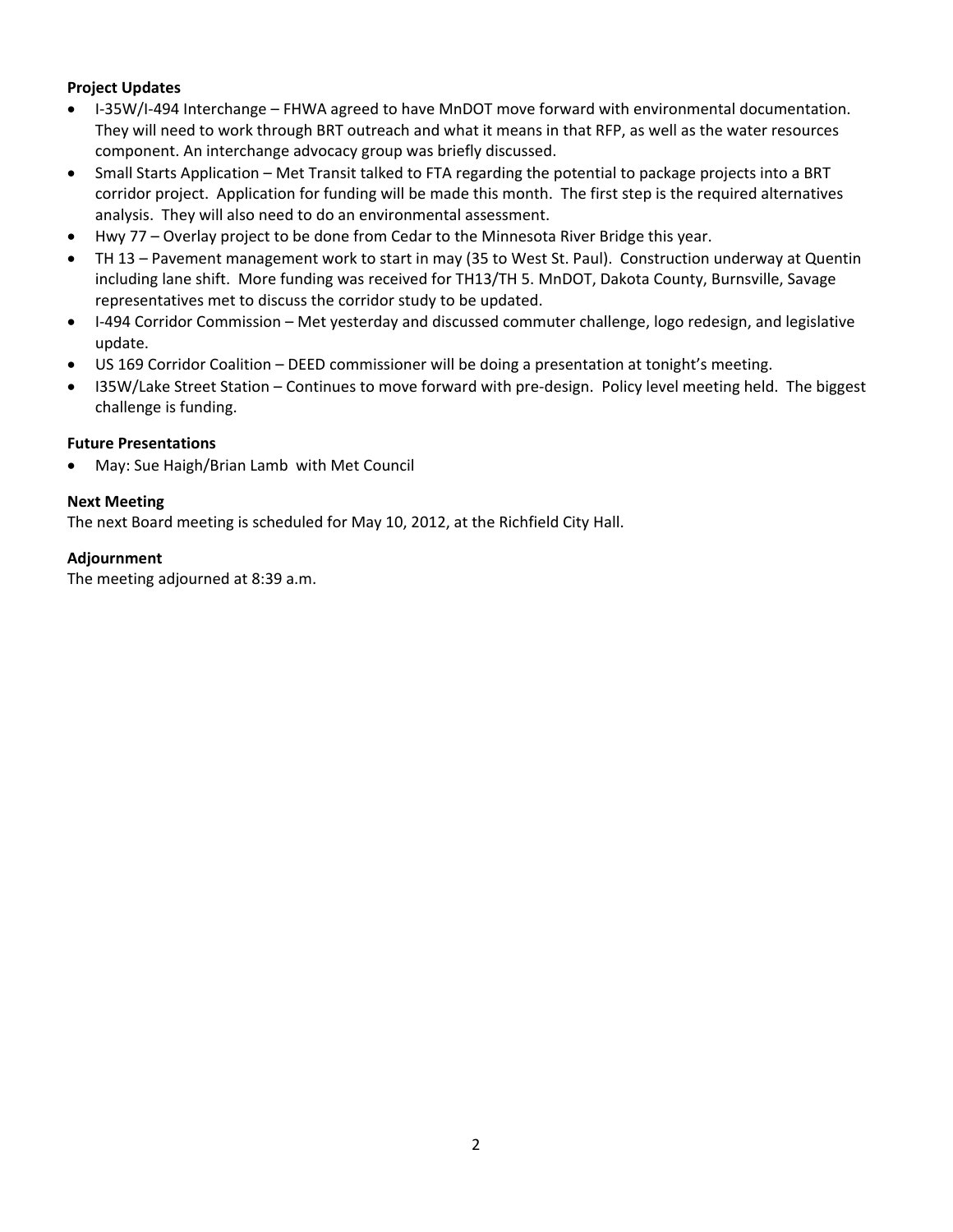**Project Updates**

- I-35W/I-494 Interchange – FHWA agreed to have MnDOT move forward with environmental documentation. They will need to work through BRT outreach and what it means in that RFP, as well as the water resources component. An interchange advocacy group was briefly discussed.
- Small Starts Application – Met Transit talked to FTA regarding the potential to package projects into a BRT corridor project. Application for funding will be made this month. The first step is the required alternatives analysis. They will also need to do an environmental assessment.
- Hwy 77 – Overlay project to be done from Cedar to the Minnesota River Bridge this year.
- TH 13 – Pavement management work to start in may (35 to West St. Paul). Construction underway at Quentin including lane shift. More funding was received for TH13/TH 5. MnDOT, Dakota County, Burnsville, Savage representatives met to discuss the corridor study to be updated.
- I-494 Corridor Commission – Met yesterday and discussed commuter challenge, logo redesign, and legislative update.
- US 169 Corridor Coalition – DEED commissioner will be doing a presentation at tonight's meeting.
- I35W/Lake Street Station – Continues to move forward with pre-design. Policy level meeting held. The biggest challenge is funding.

**Future Presentations**

- May: Sue Haigh/Brian Lamb with Met Council

**Next Meeting**

The next Board meeting is scheduled for May 10, 2012, at the Richfield City Hall.

**Adjournment**

The meeting adjourned at 8:39 a.m.